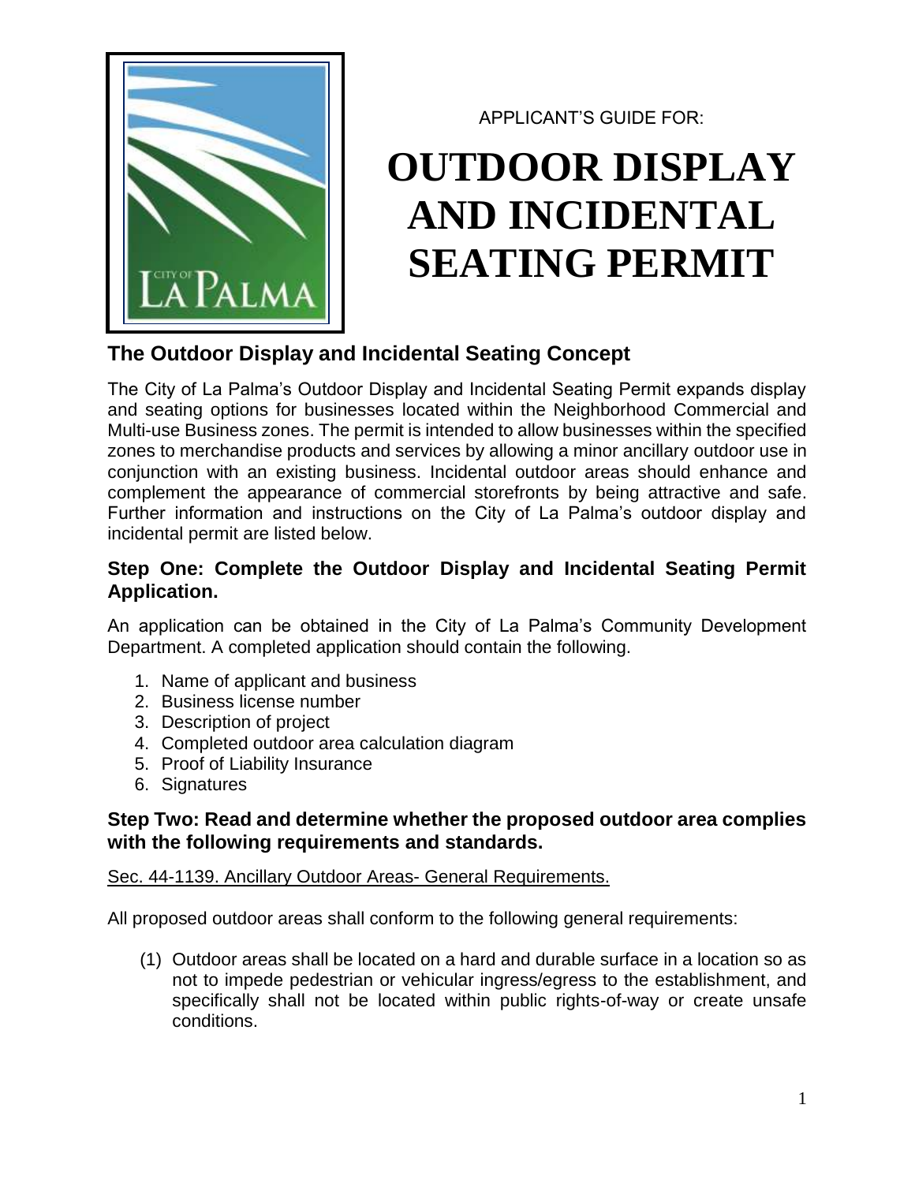APPLICANT'S GUIDE FOR:

# OUTDOOR DISPLAY AND INCIDENTAL SEATING PERMIT

## The Outdoor Display and Incidental Seating Concept

The City of La Palma's Outdoor Display and Incidental Seating Permit expands display and seating options for businesses located within the Neighborhood Commercial and Multi-use Business zones. The permit is intended to allow businesses within the specified zones to merchandise products and services by allowing a minor ancillary outdoor use in conjunction with an existing business. Incidental outdoor areas should enhance and complement the appearance of commercial storefronts by being attractive and safe. Further information and instructions on the City of La Palma's outdoor display and incidental permit are listed below.

### Step One: Complete the Outdoor Display and Incidental Seating Permit Application.

An application can be obtained in the City of La Palma's Community Development Department. A completed application should contain the following.

1. Name of applicant and business
2. Business license number
3. Description of project
4. Completed outdoor area calculation diagram
5. Proof of Liability Insurance
6. Signatures

### Step Two: Read and determine whether the proposed outdoor area complies with the following requirements and standards.

Sec. 44-1139. Ancillary Outdoor Areas- General Requirements.

All proposed outdoor areas shall conform to the following general requirements:

(1) Outdoor areas shall be located on a hard and durable surface in a location so as not to impede pedestrian or vehicular ingress/egress to the establishment, and specifically shall not be located within public rights-of-way or create unsafe conditions.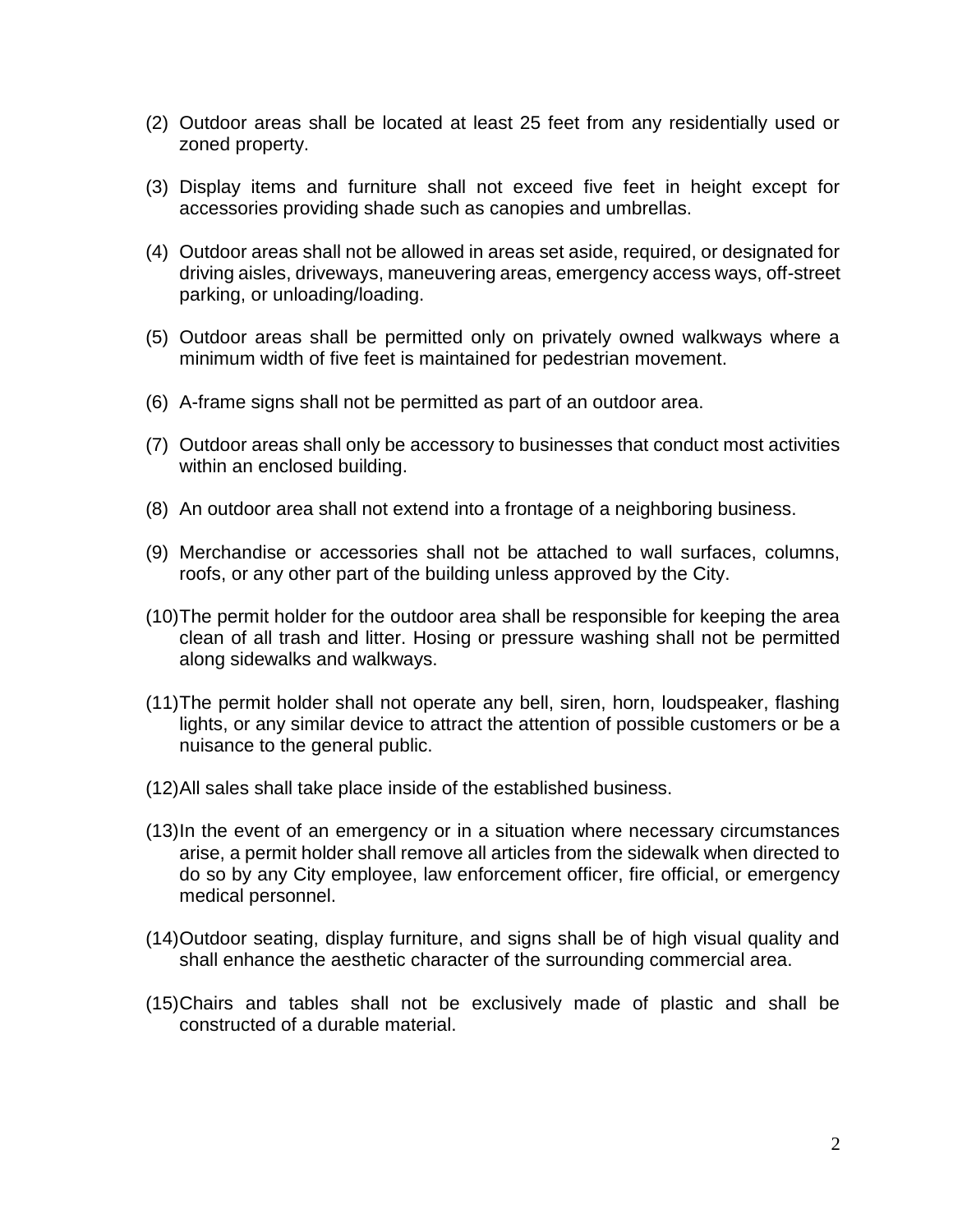(2) Outdoor areas shall be located at least 25 feet from any residentially used or zoned property.

(3) Display items and furniture shall not exceed five feet in height except for accessories providing shade such as canopies and umbrellas.

(4) Outdoor areas shall not be allowed in areas set aside, required, or designated for driving aisles, driveways, maneuvering areas, emergency access ways, off-street parking, or unloading/loading.

(5) Outdoor areas shall be permitted only on privately owned walkways where a minimum width of five feet is maintained for pedestrian movement.

(6) A-frame signs shall not be permitted as part of an outdoor area.

(7) Outdoor areas shall only be accessory to businesses that conduct most activities within an enclosed building.

(8) An outdoor area shall not extend into a frontage of a neighboring business.

(9) Merchandise or accessories shall not be attached to wall surfaces, columns, roofs, or any other part of the building unless approved by the City.

(10) The permit holder for the outdoor area shall be responsible for keeping the area clean of all trash and litter. Hosing or pressure washing shall not be permitted along sidewalks and walkways.

(11) The permit holder shall not operate any bell, siren, horn, loudspeaker, flashing lights, or any similar device to attract the attention of possible customers or be a nuisance to the general public.

(12) All sales shall take place inside of the established business.

(13) In the event of an emergency or in a situation where necessary circumstances arise, a permit holder shall remove all articles from the sidewalk when directed to do so by any City employee, law enforcement officer, fire official, or emergency medical personnel.

(14) Outdoor seating, display furniture, and signs shall be of high visual quality and shall enhance the aesthetic character of the surrounding commercial area.

(15) Chairs and tables shall not be exclusively made of plastic and shall be constructed of a durable material.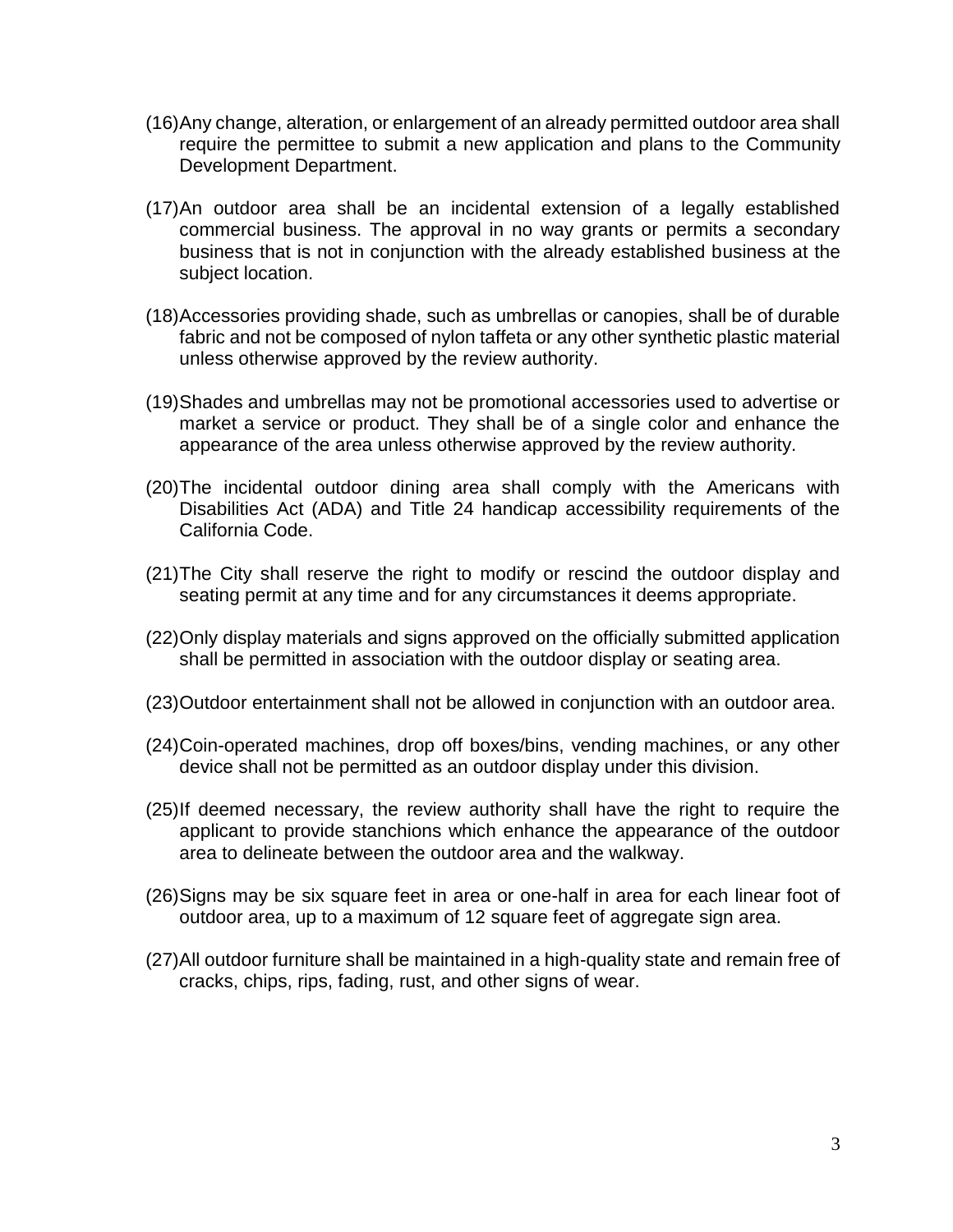(16) Any change, alteration, or enlargement of an already permitted outdoor area shall require the permittee to submit a new application and plans to the Community Development Department.

(17) An outdoor area shall be an incidental extension of a legally established commercial business. The approval in no way grants or permits a secondary business that is not in conjunction with the already established business at the subject location.

(18) Accessories providing shade, such as umbrellas or canopies, shall be of durable fabric and not be composed of nylon taffeta or any other synthetic plastic material unless otherwise approved by the review authority.

(19) Shades and umbrellas may not be promotional accessories used to advertise or market a service or product. They shall be of a single color and enhance the appearance of the area unless otherwise approved by the review authority.

(20) The incidental outdoor dining area shall comply with the Americans with Disabilities Act (ADA) and Title 24 handicap accessibility requirements of the California Code.

(21) The City shall reserve the right to modify or rescind the outdoor display and seating permit at any time and for any circumstances it deems appropriate.

(22) Only display materials and signs approved on the officially submitted application shall be permitted in association with the outdoor display or seating area.

(23) Outdoor entertainment shall not be allowed in conjunction with an outdoor area.

(24) Coin-operated machines, drop off boxes/bins, vending machines, or any other device shall not be permitted as an outdoor display under this division.

(25) If deemed necessary, the review authority shall have the right to require the applicant to provide stanchions which enhance the appearance of the outdoor area to delineate between the outdoor area and the walkway.

(26) Signs may be six square feet in area or one-half in area for each linear foot of outdoor area, up to a maximum of 12 square feet of aggregate sign area.

(27) All outdoor furniture shall be maintained in a high-quality state and remain free of cracks, chips, rips, fading, rust, and other signs of wear.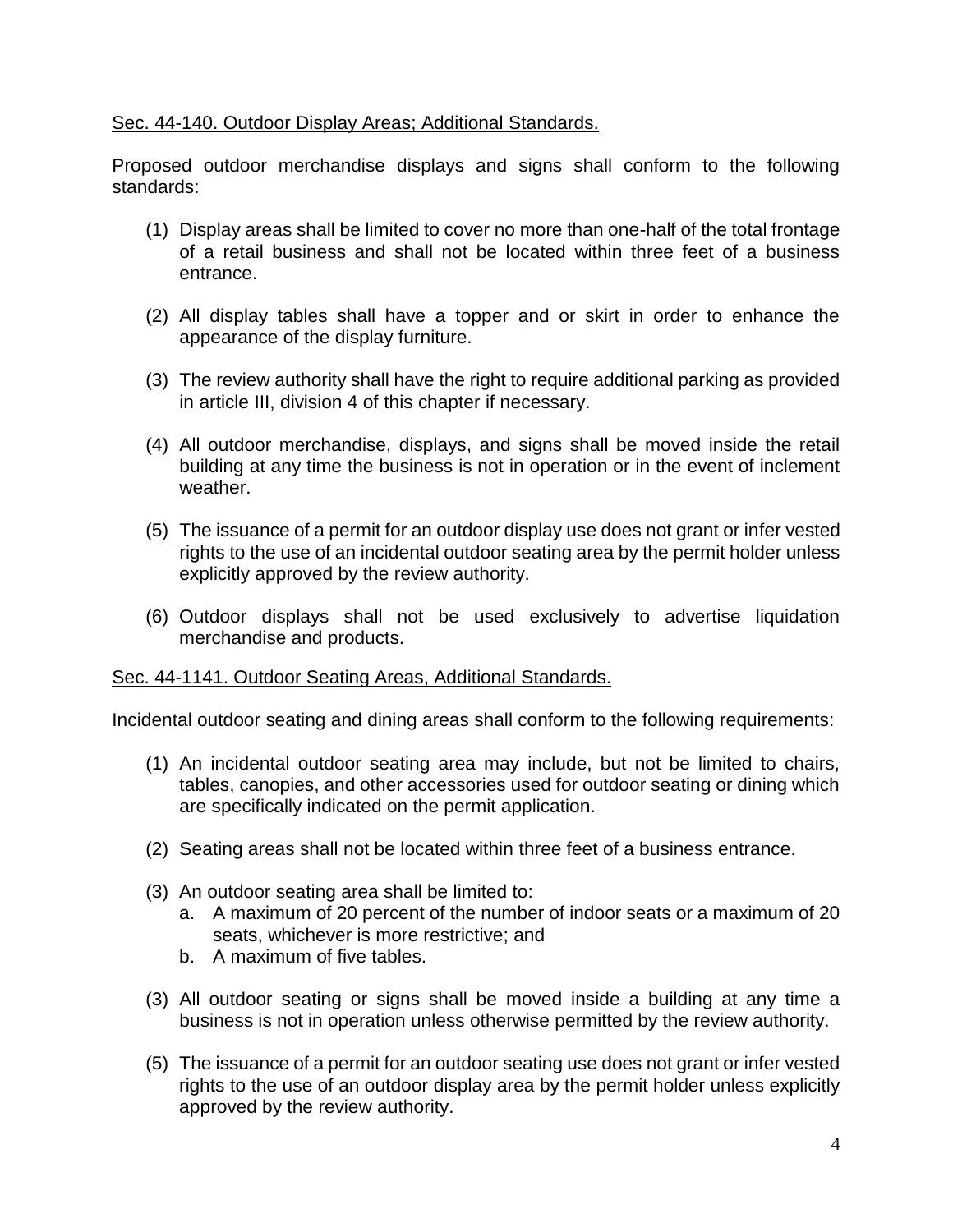Sec. 44-140. Outdoor Display Areas; Additional Standards.

Proposed outdoor merchandise displays and signs shall conform to the following standards:

(1) Display areas shall be limited to cover no more than one-half of the total frontage of a retail business and shall not be located within three feet of a business entrance.

(2) All display tables shall have a topper and or skirt in order to enhance the appearance of the display furniture.

(3) The review authority shall have the right to require additional parking as provided in article III, division 4 of this chapter if necessary.

(4) All outdoor merchandise, displays, and signs shall be moved inside the retail building at any time the business is not in operation or in the event of inclement weather.

(5) The issuance of a permit for an outdoor display use does not grant or infer vested rights to the use of an incidental outdoor seating area by the permit holder unless explicitly approved by the review authority.

(6) Outdoor displays shall not be used exclusively to advertise liquidation merchandise and products.

Sec. 44-1141. Outdoor Seating Areas, Additional Standards.

Incidental outdoor seating and dining areas shall conform to the following requirements:

(1) An incidental outdoor seating area may include, but not be limited to chairs, tables, canopies, and other accessories used for outdoor seating or dining which are specifically indicated on the permit application.

(2) Seating areas shall not be located within three feet of a business entrance.

(3) An outdoor seating area shall be limited to:
   a. A maximum of 20 percent of the number of indoor seats or a maximum of 20 seats, whichever is more restrictive; and
   b. A maximum of five tables.

(3) All outdoor seating or signs shall be moved inside a building at any time a business is not in operation unless otherwise permitted by the review authority.

(5) The issuance of a permit for an outdoor seating use does not grant or infer vested rights to the use of an outdoor display area by the permit holder unless explicitly approved by the review authority.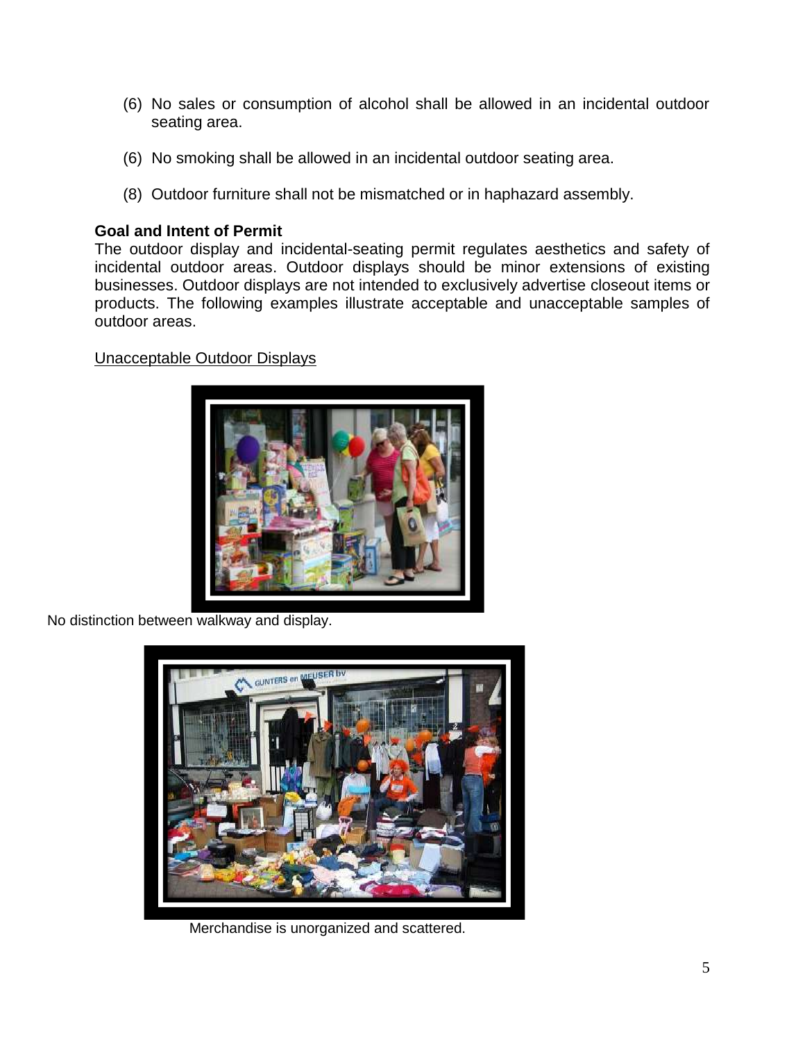(6) No sales or consumption of alcohol shall be allowed in an incidental outdoor seating area.

(6) No smoking shall be allowed in an incidental outdoor seating area.

(8) Outdoor furniture shall not be mismatched or in haphazard assembly.

**Goal and Intent of Permit**

The outdoor display and incidental-seating permit regulates aesthetics and safety of incidental outdoor areas. Outdoor displays should be minor extensions of existing businesses. Outdoor displays are not intended to exclusively advertise closeout items or products. The following examples illustrate acceptable and unacceptable samples of outdoor areas.

<u>Unacceptable Outdoor Displays</u>

No distinction between walkway and display.

Merchandise is unorganized and scattered.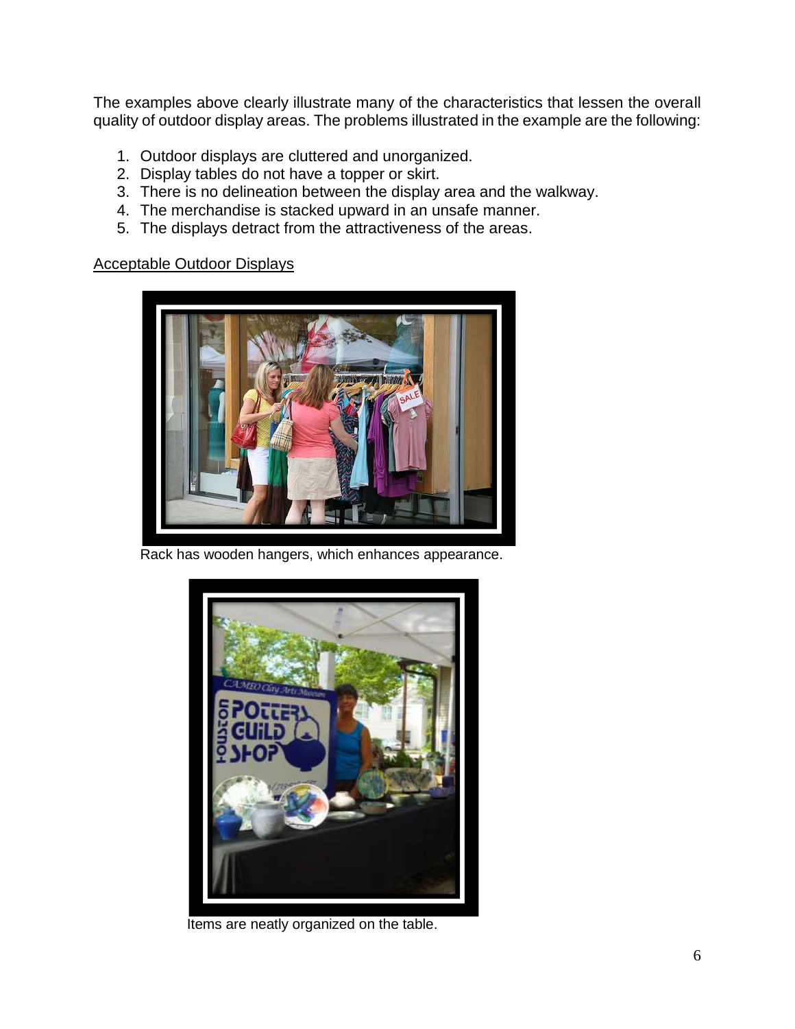The examples above clearly illustrate many of the characteristics that lessen the overall quality of outdoor display areas. The problems illustrated in the example are the following:

1. Outdoor displays are cluttered and unorganized.
2. Display tables do not have a topper or skirt.
3. There is no delineation between the display area and the walkway.
4. The merchandise is stacked upward in an unsafe manner.
5. The displays detract from the attractiveness of the areas.

<u>Acceptable Outdoor Displays</u>

Rack has wooden hangers, which enhances appearance.

Items are neatly organized on the table.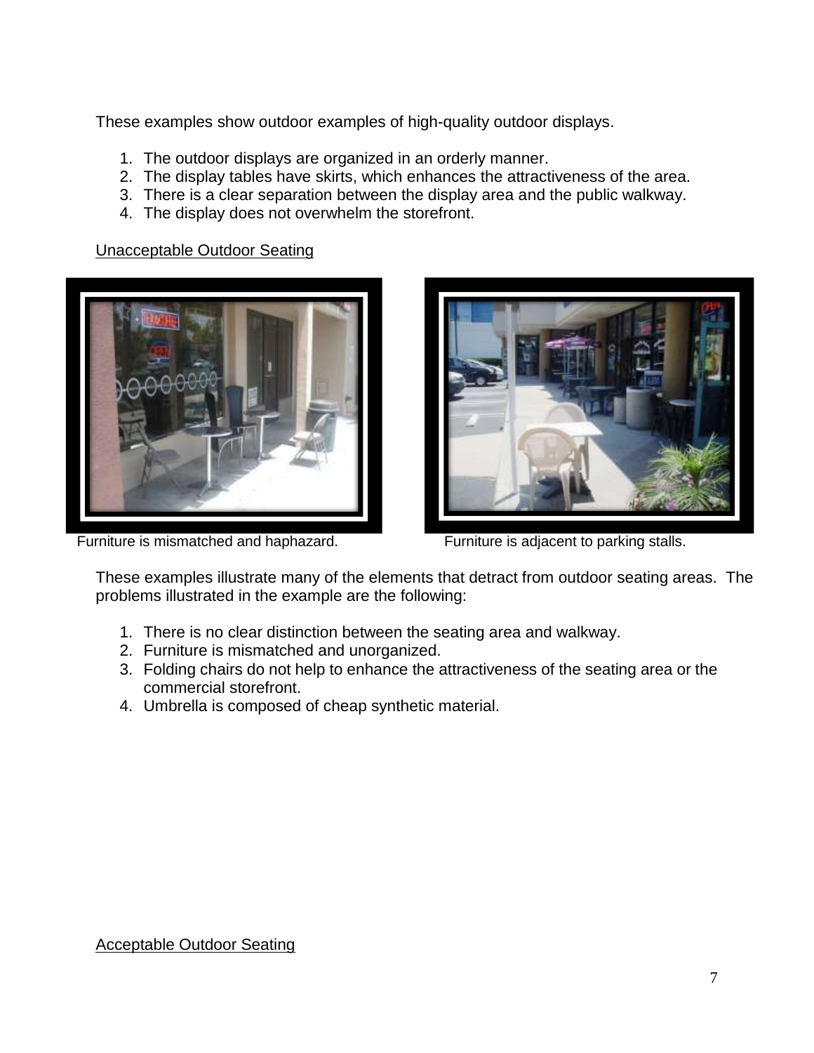These examples show outdoor examples of high-quality outdoor displays.

1. The outdoor displays are organized in an orderly manner.
2. The display tables have skirts, which enhances the attractiveness of the area.
3. There is a clear separation between the display area and the public walkway.
4. The display does not overwhelm the storefront.

Unacceptable Outdoor Seating

Furniture is mismatched and haphazard.

Furniture is adjacent to parking stalls.

These examples illustrate many of the elements that detract from outdoor seating areas. The problems illustrated in the example are the following:

1. There is no clear distinction between the seating area and walkway.
2. Furniture is mismatched and unorganized.
3. Folding chairs do not help to enhance the attractiveness of the seating area or the commercial storefront.
4. Umbrella is composed of cheap synthetic material.

Acceptable Outdoor Seating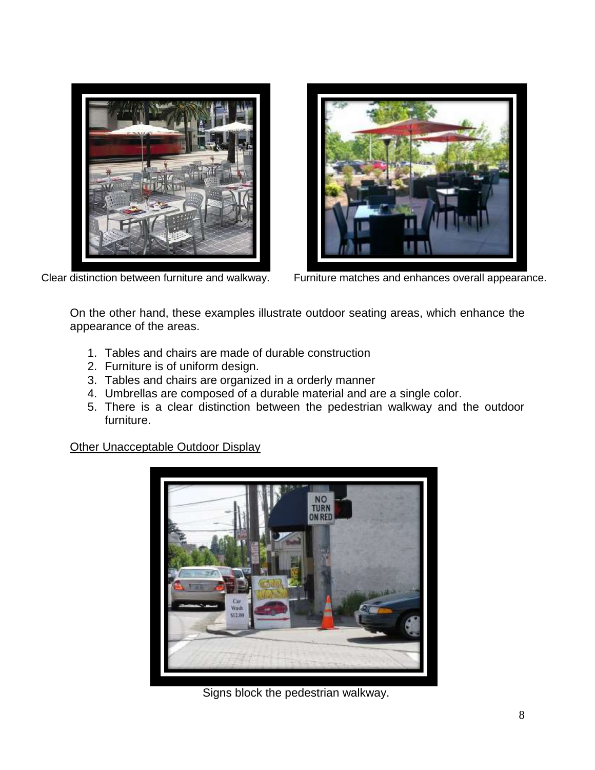Clear distinction between furniture and walkway.

Furniture matches and enhances overall appearance.

On the other hand, these examples illustrate outdoor seating areas, which enhance the appearance of the areas.

1. Tables and chairs are made of durable construction
2. Furniture is of uniform design.
3. Tables and chairs are organized in a orderly manner
4. Umbrellas are composed of a durable material and are a single color.
5. There is a clear distinction between the pedestrian walkway and the outdoor furniture.

<u>Other Unacceptable Outdoor Display</u>

Signs block the pedestrian walkway.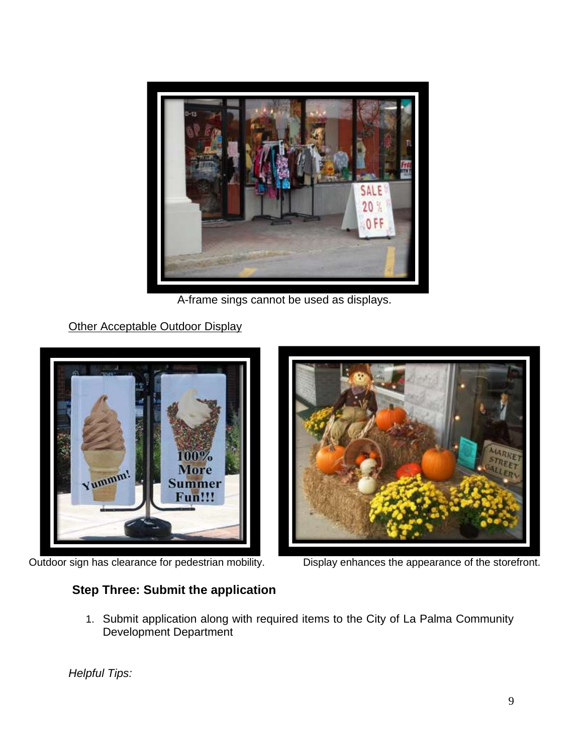A-frame sings cannot be used as displays.

Other Acceptable Outdoor Display

Outdoor sign has clearance for pedestrian mobility.

Display enhances the appearance of the storefront.

### Step Three: Submit the application

1. Submit application along with required items to the City of La Palma Community Development Department

*Helpful Tips:*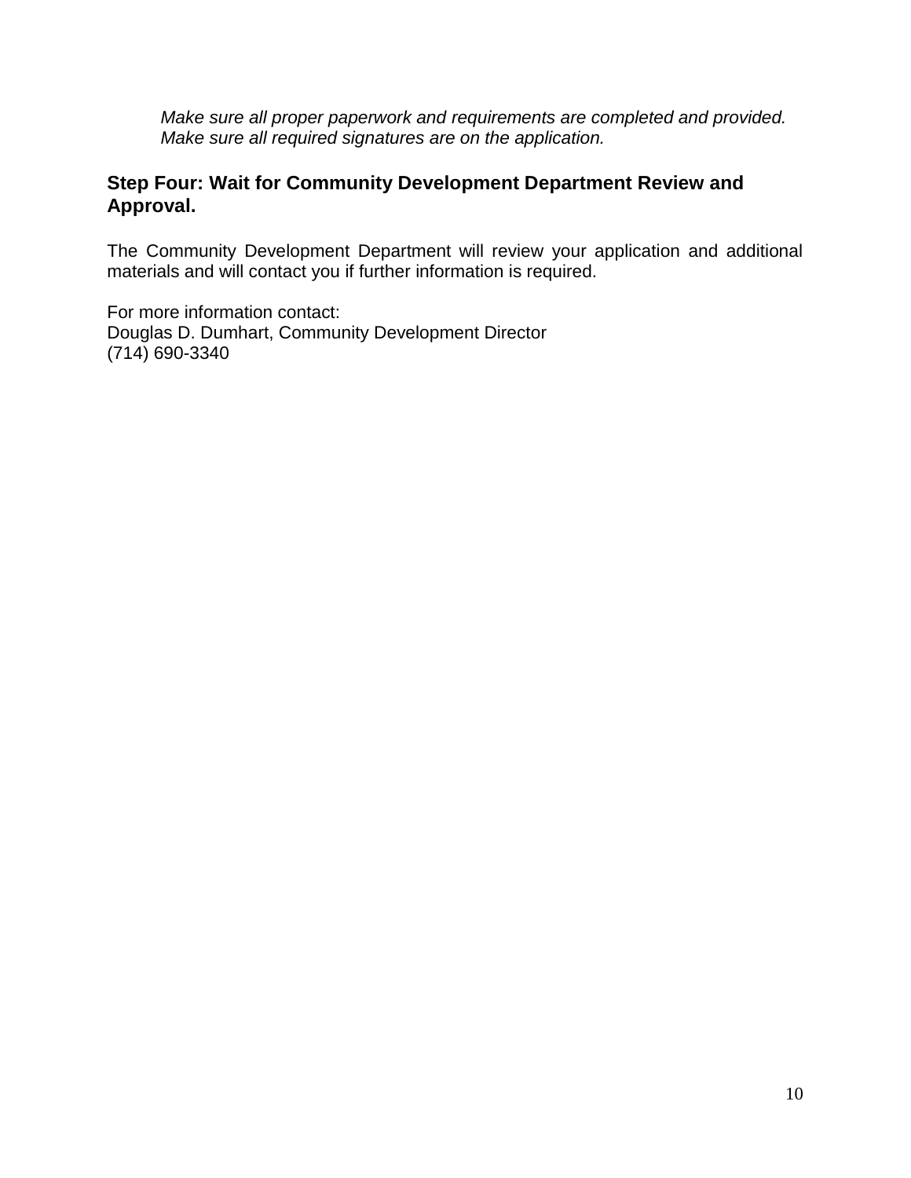*Make sure all proper paperwork and requirements are completed and provided.*
*Make sure all required signatures are on the application.*

## Step Four: Wait for Community Development Department Review and Approval.

The Community Development Department will review your application and additional materials and will contact you if further information is required.

For more information contact:
Douglas D. Dumhart, Community Development Director
(714) 690-3340